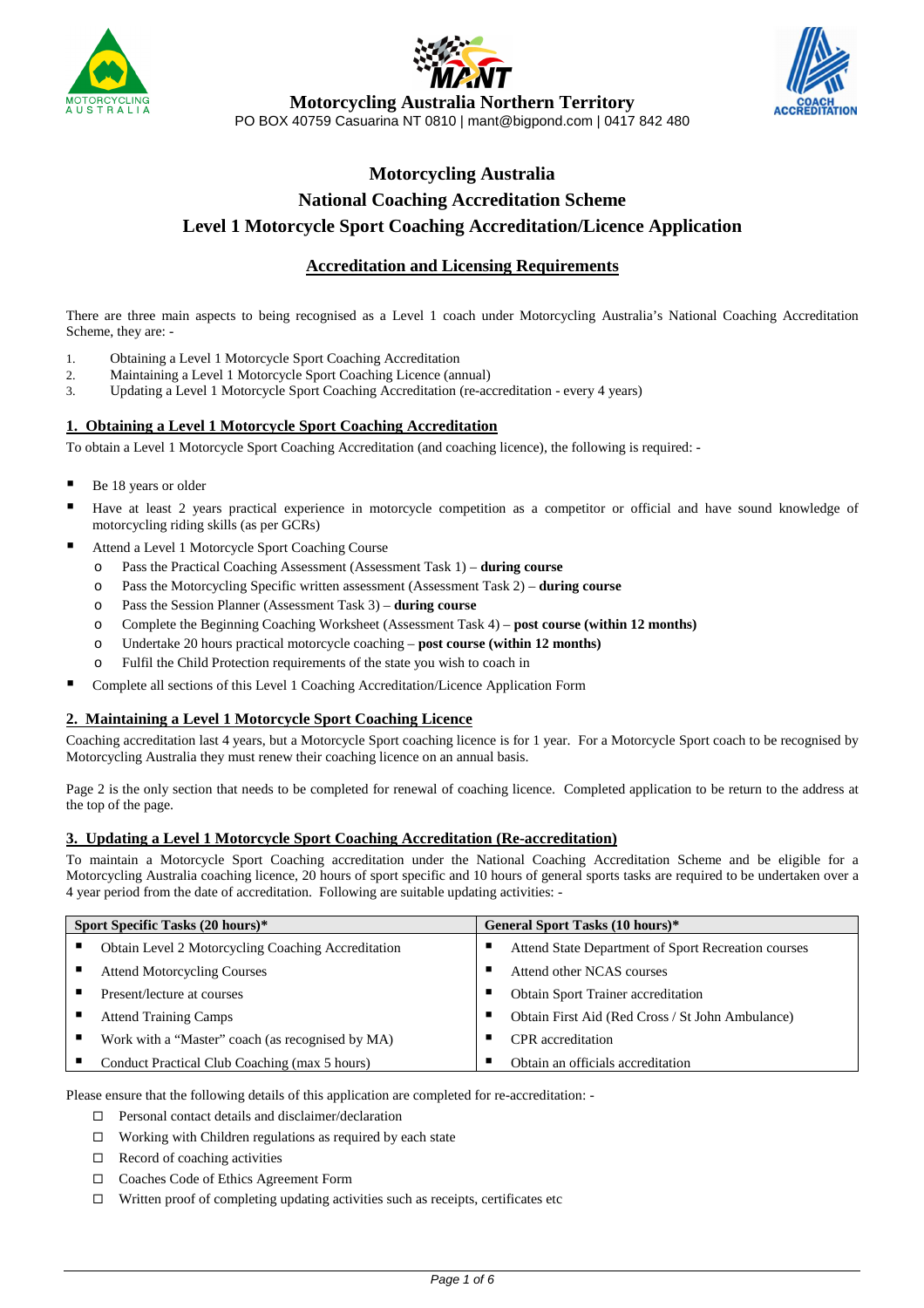**Motorcycling Australia Northern Territory**
PO BOX 40759 Casuarina NT 0810 | mant@bigpond.com | 0417 842 480

# Motorcycling Australia
# National Coaching Accreditation Scheme
# Level 1 Motorcycle Sport Coaching Accreditation/Licence Application

## Accreditation and Licensing Requirements

There are three main aspects to being recognised as a Level 1 coach under Motorcycling Australia's National Coaching Accreditation Scheme, they are: -

1. Obtaining a Level 1 Motorcycle Sport Coaching Accreditation
2. Maintaining a Level 1 Motorcycle Sport Coaching Licence (annual)
3. Updating a Level 1 Motorcycle Sport Coaching Accreditation (re-accreditation - every 4 years)

### 1. Obtaining a Level 1 Motorcycle Sport Coaching Accreditation

To obtain a Level 1 Motorcycle Sport Coaching Accreditation (and coaching licence), the following is required: -

- Be 18 years or older
- Have at least 2 years practical experience in motorcycle competition as a competitor or official and have sound knowledge of motorcycling riding skills (as per GCRs)
- Attend a Level 1 Motorcycle Sport Coaching Course
  - Pass the Practical Coaching Assessment (Assessment Task 1) – **during course**
  - Pass the Motorcycling Specific written assessment (Assessment Task 2) – **during course**
  - Pass the Session Planner (Assessment Task 3) – **during course**
  - Complete the Beginning Coaching Worksheet (Assessment Task 4) – **post course (within 12 months)**
  - Undertake 20 hours practical motorcycle coaching – **post course (within 12 months)**
  - Fulfil the Child Protection requirements of the state you wish to coach in
- Complete all sections of this Level 1 Coaching Accreditation/Licence Application Form

### 2. Maintaining a Level 1 Motorcycle Sport Coaching Licence

Coaching accreditation last 4 years, but a Motorcycle Sport coaching licence is for 1 year. For a Motorcycle Sport coach to be recognised by Motorcycling Australia they must renew their coaching licence on an annual basis.

Page 2 is the only section that needs to be completed for renewal of coaching licence. Completed application to be return to the address at the top of the page.

### 3. Updating a Level 1 Motorcycle Sport Coaching Accreditation (Re-accreditation)

To maintain a Motorcycle Sport Coaching accreditation under the National Coaching Accreditation Scheme and be eligible for a Motorcycling Australia coaching licence, 20 hours of sport specific and 10 hours of general sports tasks are required to be undertaken over a 4 year period from the date of accreditation. Following are suitable updating activities: -

| Sport Specific Tasks (20 hours)* | General Sport Tasks (10 hours)* |
|---|---|
| ▪ Obtain Level 2 Motorcycling Coaching Accreditation | ▪ Attend State Department of Sport Recreation courses |
| ▪ Attend Motorcycling Courses | ▪ Attend other NCAS courses |
| ▪ Present/lecture at courses | ▪ Obtain Sport Trainer accreditation |
| ▪ Attend Training Camps | ▪ Obtain First Aid (Red Cross / St John Ambulance) |
| ▪ Work with a "Master" coach (as recognised by MA) | ▪ CPR accreditation |
| ▪ Conduct Practical Club Coaching (max 5 hours) | ▪ Obtain an officials accreditation |

Please ensure that the following details of this application are completed for re-accreditation: -

- ☐ Personal contact details and disclaimer/declaration
- ☐ Working with Children regulations as required by each state
- ☐ Record of coaching activities
- ☐ Coaches Code of Ethics Agreement Form
- ☐ Written proof of completing updating activities such as receipts, certificates etc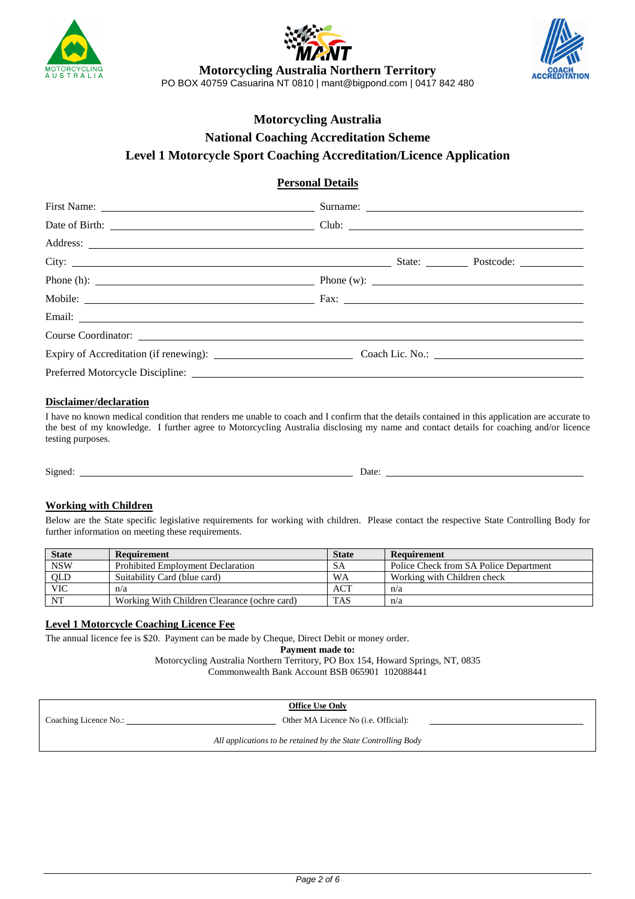**Motorcycling Australia Northern Territory**

PO BOX 40759 Casuarina NT 0810 | mant@bigpond.com | 0417 842 480

# Motorcycling Australia
## National Coaching Accreditation Scheme
## Level 1 Motorcycle Sport Coaching Accreditation/Licence Application

### Personal Details

First Name: ____________________ Surname: ____________________

Date of Birth: ____________________ Club: ____________________

Address: ________________________________________

City: ____________________ State: ________ Postcode: ________

Phone (h): ____________________ Phone (w): ____________________

Mobile: ____________________ Fax: ____________________

Email: ________________________________________

Course Coordinator: ________________________________________

Expiry of Accreditation (if renewing): ____________________ Coach Lic. No.: ____________________

Preferred Motorcycle Discipline: ________________________________________

### Disclaimer/declaration

I have no known medical condition that renders me unable to coach and I confirm that the details contained in this application are accurate to the best of my knowledge. I further agree to Motorcycling Australia disclosing my name and contact details for coaching and/or licence testing purposes.

Signed: ____________________ Date: ____________________

### Working with Children

Below are the State specific legislative requirements for working with children. Please contact the respective State Controlling Body for further information on meeting these requirements.

| State | Requirement | State | Requirement |
|---|---|---|---|
| NSW | Prohibited Employment Declaration | SA | Police Check from SA Police Department |
| QLD | Suitability Card (blue card) | WA | Working with Children check |
| VIC | n/a | ACT | n/a |
| NT | Working With Children Clearance (ochre card) | TAS | n/a |

### Level 1 Motorcycle Coaching Licence Fee

The annual licence fee is $20. Payment can be made by Cheque, Direct Debit or money order.

**Payment made to:**

Motorcycling Australia Northern Territory, PO Box 154, Howard Springs, NT, 0835
Commonwealth Bank Account BSB 065901 102088441

**Office Use Only**

Coaching Licence No.: ____________________ Other MA Licence No (i.e. Official): ____________________

*All applications to be retained by the State Controlling Body*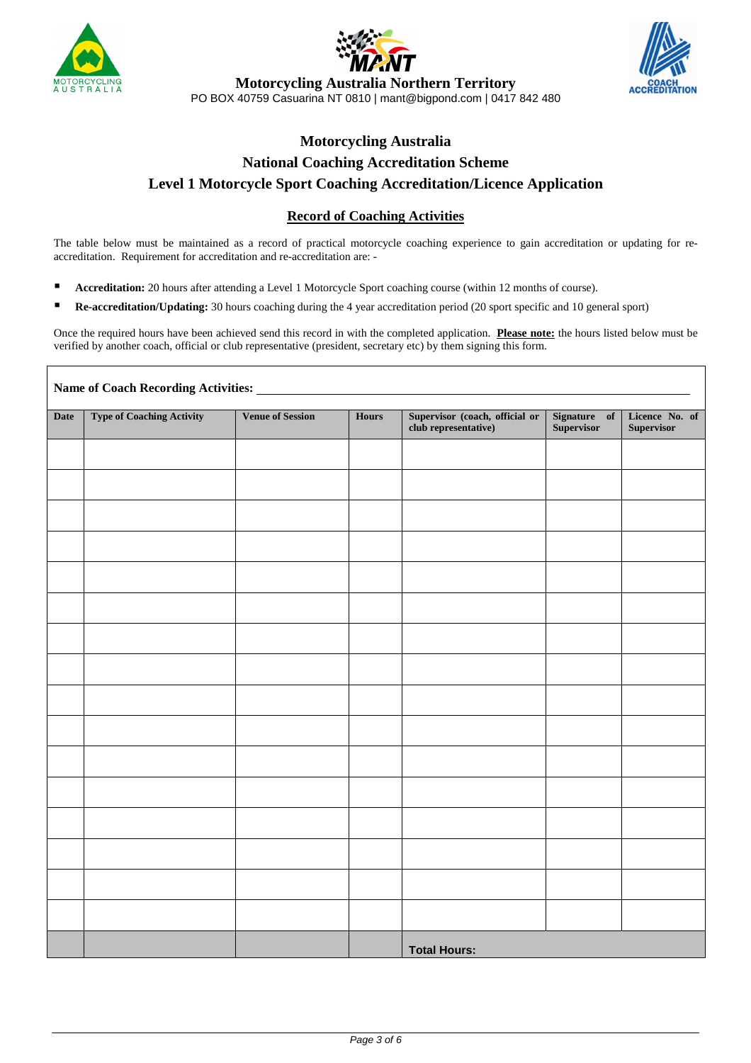**Motorcycling Australia Northern Territory**

PO BOX 40759 Casuarina NT 0810 | mant@bigpond.com | 0417 842 480

# Motorcycling Australia

## National Coaching Accreditation Scheme

## Level 1 Motorcycle Sport Coaching Accreditation/Licence Application

### Record of Coaching Activities

The table below must be maintained as a record of practical motorcycle coaching experience to gain accreditation or updating for re-accreditation. Requirement for accreditation and re-accreditation are: -

- **Accreditation:** 20 hours after attending a Level 1 Motorcycle Sport coaching course (within 12 months of course).
- **Re-accreditation/Updating:** 30 hours coaching during the 4 year accreditation period (20 sport specific and 10 general sport)

Once the required hours have been achieved send this record in with the completed application. **Please note:** the hours listed below must be verified by another coach, official or club representative (president, secretary etc) by them signing this form.

**Name of Coach Recording Activities:** ____________________

| Date | Type of Coaching Activity | Venue of Session | Hours | Supervisor (coach, official or club representative) | Signature of Supervisor | Licence No. of Supervisor |
|---|---|---|---|---|---|---|
| | | | | | | |
| | | | | | | |
| | | | | | | |
| | | | | | | |
| | | | | | | |
| | | | | | | |
| | | | | | | |
| | | | | | | |
| | | | | | | |
| | | | | | | |
| | | | | | | |
| | | | | | | |
| | | | | | | |
| | | | | | | |
| | | | | | | |
| | | | | | | |
| | | | | **Total Hours:** | | |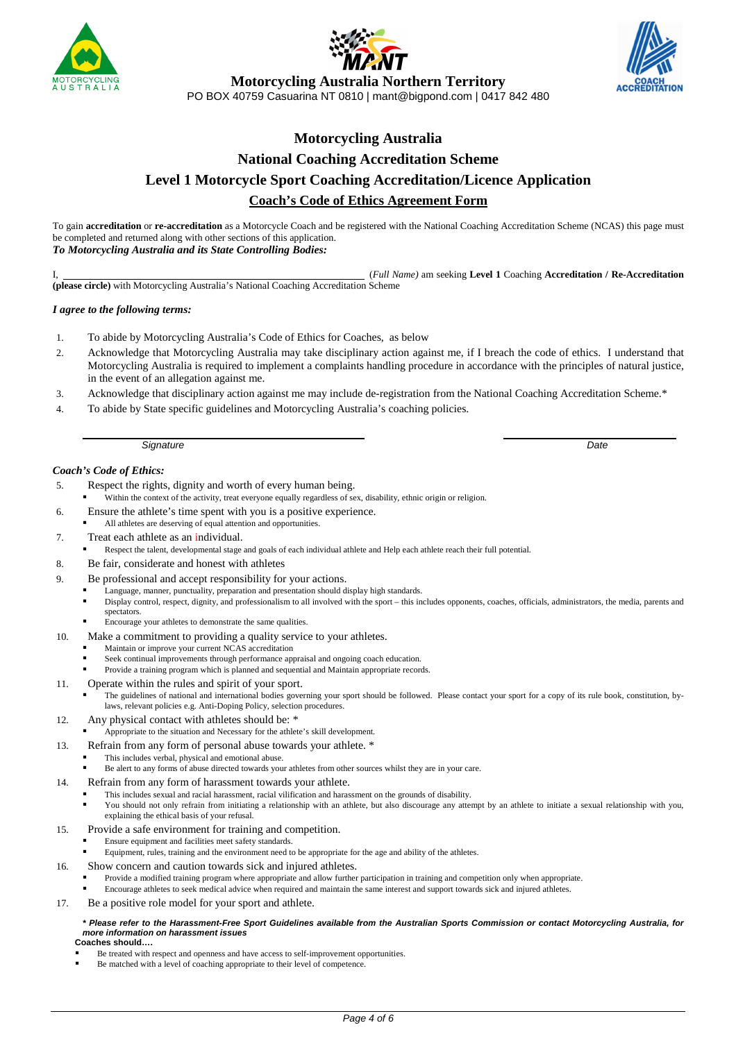**Motorcycling Australia Northern Territory**
PO BOX 40759 Casuarina NT 0810 | mant@bigpond.com | 0417 842 480

# Motorcycling Australia

## National Coaching Accreditation Scheme

## Level 1 Motorcycle Sport Coaching Accreditation/Licence Application

## Coach's Code of Ethics Agreement Form

To gain **accreditation** or **re-accreditation** as a Motorcycle Coach and be registered with the National Coaching Accreditation Scheme (NCAS) this page must be completed and returned along with other sections of this application.

***To Motorcycling Australia and its State Controlling Bodies:***

I, \_\_\_\_\_\_\_\_\_\_\_\_\_\_\_\_\_\_\_\_\_\_\_\_\_\_\_\_\_\_\_\_\_\_\_\_\_\_\_\_ (*Full Name)* am seeking **Level 1** Coaching **Accreditation / Re-Accreditation (please circle)** with Motorcycling Australia's National Coaching Accreditation Scheme

***I agree to the following terms:***

1. To abide by Motorcycling Australia's Code of Ethics for Coaches, as below
2. Acknowledge that Motorcycling Australia may take disciplinary action against me, if I breach the code of ethics. I understand that Motorcycling Australia is required to implement a complaints handling procedure in accordance with the principles of natural justice, in the event of an allegation against me.
3. Acknowledge that disciplinary action against me may include de-registration from the National Coaching Accreditation Scheme.*
4. To abide by State specific guidelines and Motorcycling Australia's coaching policies.

\_\_\_\_\_\_\_\_\_\_\_\_\_\_\_\_\_\_\_\_\_\_\_\_\_\_\_\_\_\_\_\_\_\_\_\_\_\_\_\_ \_\_\_\_\_\_\_\_\_\_\_\_\_\_\_\_\_\_\_\_
*Signature* *Date*

***Coach's Code of Ethics:***

5. Respect the rights, dignity and worth of every human being.
   - Within the context of the activity, treat everyone equally regardless of sex, disability, ethnic origin or religion.
6. Ensure the athlete's time spent with you is a positive experience.
   - All athletes are deserving of equal attention and opportunities.
7. Treat each athlete as an individual.
   - Respect the talent, developmental stage and goals of each individual athlete and Help each athlete reach their full potential.
8. Be fair, considerate and honest with athletes
9. Be professional and accept responsibility for your actions.
   - Language, manner, punctuality, preparation and presentation should display high standards.
   - Display control, respect, dignity, and professionalism to all involved with the sport – this includes opponents, coaches, officials, administrators, the media, parents and spectators.
   - Encourage your athletes to demonstrate the same qualities.
10. Make a commitment to providing a quality service to your athletes.
    - Maintain or improve your current NCAS accreditation
    - Seek continual improvements through performance appraisal and ongoing coach education.
    - Provide a training program which is planned and sequential and Maintain appropriate records.
11. Operate within the rules and spirit of your sport.
    - The guidelines of national and international bodies governing your sport should be followed. Please contact your sport for a copy of its rule book, constitution, by-laws, relevant policies e.g. Anti-Doping Policy, selection procedures.
12. Any physical contact with athletes should be: *
    - Appropriate to the situation and Necessary for the athlete's skill development.
13. Refrain from any form of personal abuse towards your athlete. *
    - This includes verbal, physical and emotional abuse.
    - Be alert to any forms of abuse directed towards your athletes from other sources whilst they are in your care.
14. Refrain from any form of harassment towards your athlete.
    - This includes sexual and racial harassment, racial vilification and harassment on the grounds of disability.
    - You should not only refrain from initiating a relationship with an athlete, but also discourage any attempt by an athlete to initiate a sexual relationship with you, explaining the ethical basis of your refusal.
15. Provide a safe environment for training and competition.
    - Ensure equipment and facilities meet safety standards.
    - Equipment, rules, training and the environment need to be appropriate for the age and ability of the athletes.
16. Show concern and caution towards sick and injured athletes.
    - Provide a modified training program where appropriate and allow further participation in training and competition only when appropriate.
    - Encourage athletes to seek medical advice when required and maintain the same interest and support towards sick and injured athletes.
17. Be a positive role model for your sport and athlete.

***\* Please refer to the Harassment-Free Sport Guidelines available from the Australian Sports Commission or contact Motorcycling Australia, for more information on harassment issues***

**Coaches should….**

- Be treated with respect and openness and have access to self-improvement opportunities.
- Be matched with a level of coaching appropriate to their level of competence.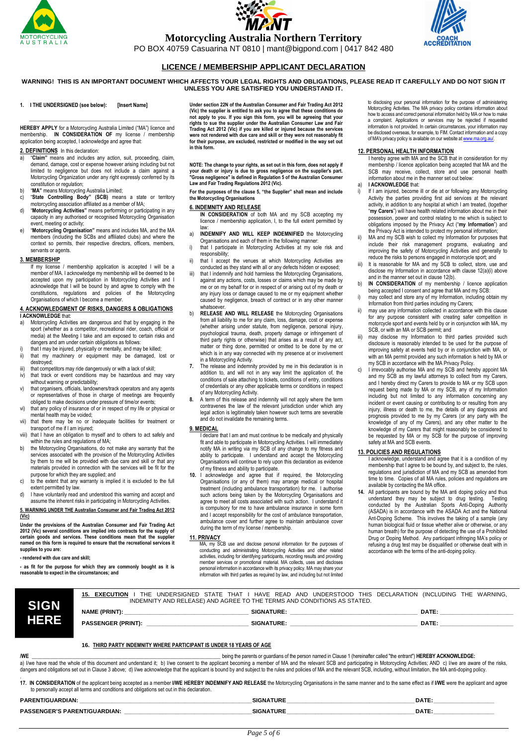# Motorcycling Australia Northern Territory

PO BOX 40759 Casuarina NT 0810 | mant@bigpond.com | 0417 842 480

## LICENCE / MEMBERSHIP APPLICANT DECLARATION

**WARNING! THIS IS AN IMPORTANT DOCUMENT WHICH AFFECTS YOUR LEGAL RIGHTS AND OBLIGATIONS, PLEASE READ IT CAREFULLY AND DO NOT SIGN IT UNLESS YOU ARE SATISFIED YOU UNDERSTAND IT.**

**1. I THE UNDERSIGNED (see below): [Insert Name]**

_______________________________________________

**HEREBY APPLY** for a Motorcycling Australia Limited ("MA") licence and membership. **IN CONSIDERATION OF** my license / membership application being accepted, I acknowledge and agree that:

**2. DEFINITIONS** In this declaration:

a) "**Claim**" means and includes any action, suit, proceeding, claim, demand, damage, cost or expense however arising including but not limited to negligence but does not include a claim against a Motorcycling Organization under any right expressly conferred by its constitution or regulation;

b) "**MA**" means Motorcycling Australia Limited;

c) "**State Controlling Body" (SCB)** means a state or territory motorcycling association affiliated as a member of MA;

d) "**Motorcycling Activities**" means performing or participating in any capacity in any authorised or recognised Motorcycling Organisation event, meeting or activity;

e) "**Motorcycling Organisation**" means and includes MA, and the MA members (including the SCBs and affiliated clubs) and where the context so permits, their respective directors, officers, members, servants or agents.

**3. MEMBERSHIP**

If my license / membership application is accepted I will be a member of MA. I acknowledge my membership will be deemed to be accepted upon my participation in Motorcycling Activities and I acknowledge that I will be bound by and agree to comply with the constitutions, regulations and policies of the Motorcycling Organisations of which I become a member.

**4. ACKNOWLEDGMENT OF RISKS, DANGERS & OBLIGATIONS**

**I ACKNOWLEDGE** that:

a) Motorcycling Activities are dangerous and that by engaging in the sport (whether as a competitor, recreational rider, coach, official or media) at the Meeting I take and am exposed to certain risks and dangers and am under certain obligations as follows:

i) that I may be injured, physically or mentally, and may be killed;

ii) that my machinery or equipment may be damaged, lost or destroyed;

iii) that competitors may ride dangerously or with a lack of skill;

iv) that track or event conditions may be hazardous and may vary without warning or predictability;

v) that organisers, officials, landowners/track operators and any agents or representatives of those in charge of meetings are frequently obliged to make decisions under pressure of time/or events;

vi) that any policy of insurance of or in respect of my life or physical or mental health may be voided;

vii) that there may be no or inadequate facilities for treatment or transport of me if I am injured;

viii) that I have an obligation to myself and to others to act safely and within the rules and regulations of MA;

b) the Motorcycling Organisations, do not make any warranty that the services associated with the provision of the Motorcycling Activities by them to me will be provided with due care and skill or that any materials provided in connection with the services will be fit for the purpose for which they are supplied; and

c) to the extent that any warranty is implied it is excluded to the full extent permitted by law.

d) I have voluntarily read and understood this warning and accept and assume the inherent risks in participating in Motorcycling Activities.

**5. WARNING UNDER THE Australian Consumer and Fair Trading Act 2012 (Vic)**

**Under the provisions of the Australian Consumer and Fair Trading Act 2012 (Vic) several conditions are implied into contracts for the supply of certain goods and services. These conditions mean that the supplier named on this form is required to ensure that the recreational services it supplies to you are:**

**- rendered with due care and skill;**

**- as fit for the purpose for which they are commonly bought as it is reasonable to expect in the circumstances; and**

**Under section 22N of the Australian Consumer and Fair Trading Act 2012 (Vic) the supplier is entitled to ask you to agree that these conditions do not apply to you. If you sign this form, you will be agreeing that your rights to sue the supplier under the Australian Consumer Law and Fair Trading Act 2012 (Vic) if you are killed or injured because the services were not rendered with due care and skill or they were not reasonably fit for their purpose, are excluded, restricted or modified in the way set out in this form.**

**NOTE: The change to your rights, as set out in this form, does not apply if your death or injury is due to gross negligence on the supplier's part. "Gross negligence" is defined in Regulation 5 of the Australian Consumer Law and Fair Trading Regulations 2012 (Vic).**

**For the purposes of the clause 5, "the Supplier" shall mean and include the Motorcycling Organisations**

**6. INDEMNITY AND RELEASE**

**IN CONSIDERATION** of both MA and my SCB accepting my licence / membership application, I, to the full extent permitted by law:

a) **INDEMNIFY AND WILL KEEP INDEMNIFIED** the Motorcycling Organisations and each of them in the following manner:

i) that I participate in Motorcycling Activities at my sole risk and responsibility;

ii) that I accept the venues at which Motorcycling Activities are conducted as they stand with all or any defects hidden or exposed;

iii) that I indemnify and hold harmless the Motorcycling Organisations, against any actions, costs, losses or claims which may be made by me or on my behalf for or in respect of or arising out of my death or any injury loss or damage caused to me or my equipment whether caused by negligence, breach of contract or in any other manner whatsoever.

b) **RELEASE AND WILL RELEASE** the Motorcycling Organisations from all liability to me for any claim, loss, damage, cost or expense (whether arising under statute, from negligence, personal injury, psychological trauma, death, property damage or infringement of third party rights or otherwise) that arises as a result of any act, matter or thing done, permitted or omitted to be done by me or which is in any way connected with my presence at or involvement in a Motorcycling Activity.

**7.** The release and indemnity provided by me in this declaration is in addition to, and will not in any way limit the application of, the conditions of sale attaching to tickets, conditions of entry, conditions of credentials or any other applicable terms or conditions in respect of any Motorcycling Activity.

**8.** A term of this release and indemnity will not apply where the term contravenes the law of the relevant jurisdiction under which any legal action is legitimately taken however such terms are severable and do not invalidate the remaining terms.

**9. MEDICAL**

I declare that I am and must continue to be medically and physically fit and able to participate in Motorcycling Activities. I will immediately notify MA in writing via my SCB of any change to my fitness and ability to participate. I understand and accept the Motorcycling Organisations will continue to rely upon this declaration as evidence of my fitness and ability to participate.

**10.** I acknowledge and agree that if required, the Motorcycling Organisations (or any of them) may arrange medical or hospital treatment (including ambulance transportation) for me. I authorise such actions being taken by the Motorcycling Organisations and agree to meet all costs associated with such action. I understand it is compulsory for me to have ambulance insurance in some form and I accept responsibility for the cost of ambulance transportation, ambulance cover and further agree to maintain ambulance cover during the term of my license / membership.

**11. PRIVACY**

MA, my SCB use and disclose personal information for the purposes of conducting and administrating Motorcycling Activities and other related activities, including for identifying participants, recording results and providing member services or promotional material. MA collects, uses and discloses personal information in accordance with its privacy policy. MA may share your information with third parties as required by law, and including but not limited to disclosing your personal information for the purpose of administering Motorcycling Activities. The MA privacy policy contains information about how to access and correct personal information held by MA or how to make a complaint. Applications or services may be rejected if requested information is not provided. In certain circumstances, your information may be disclosed overseas, for example, to FIM. Contact information and a copy of MA's privacy policy is available on our website at www.ma.org.au/.

**12. PERSONAL HEALTH INFORMATION**

I hereby agree with MA and the SCB that in consideration for my membership / licence application being accepted that MA and the SCB may receive, collect, store and use personal health information about me in the manner set out below:

a) **I ACKNOWLEDGE** that:

i) If I am injured, become ill or die at or following any Motorcycling Activity the parties providing first aid services at the relevant activity, in addition to any hospital at which I am treated, (together "**my Carers**") will have health related information about me in their possession, power and control relating to me which is subject to obligations imposed by the Privacy Act ("**my Information**") and the Privacy Act is intended to protect my personal information;

ii) MA and my SCB wish to collect my Information for purposes that include their risk management programs, evaluating and improving the safety of Motorcycling Activities and generally to reduce the risks to persons engaged in motorcycle sport; and

iii) It is reasonable for MA and my SCB to collect, store, use and disclose my Information in accordance with clause 12(a)(i) above and in the manner set out in clause 12(b).

b) **IN CONSIDERATION** of my membership / licence application being accepted I consent and agree that MA and my SCB:

i) may collect and store any of my Information, including obtain my Information from third parties including my Carers;

ii) may use any information collected in accordance with this clause for any purpose consistent with creating safer competition in motorcycle sport and events held by or in conjunction with MA, my SCB, or with an MA or SCB permit; and

iii) may disclose my Information to third parties provided such disclosure is reasonably intended to be used for the purpose of improving safety at events held by or in conjunction with MA, or with an MA permit provided any such information is held by MA or my SCB in accordance with the MA Privacy Policy.

c) I irrevocably authorise MA and my SCB and hereby appoint MA and my SCB as my lawful attorneys to collect from my Carers, and I hereby direct my Carers to provide to MA or my SCB upon request being made by MA or my SCB, any of my Information including but not limited to any information concerning any incident or event causing or contributing to or resulting from any injury, illness or death to me, the details of any diagnosis and prognosis provided to me by my Carers (or any party with the knowledge of any of my Carers), and any other matter to the knowledge of my Carers that might reasonably be considered to be requested by MA or my SCB for the purpose of improving safety at MA and SCB events.

**13. POLICIES AND REGULATIONS**

I acknowledge, understand and agree that it is a condition of my membership that I agree to be bound by, and subject to, the rules, regulations and jurisdiction of MA and my SCB as amended from time to time. Copies of all MA rules, policies and regulations are available by contacting the MA office.

**14.** All participants are bound by the MA anti doping policy and thus understand they may be subject to drug testing. Testing conducted by the Australian Sports Anti-Doping Authority (ASADA) is in accordance with the ASADA Act and the National Ant-Doping Scheme. This involves the taking of a sample (any human biological fluid or tissue whether alive or otherwise, or any human breath) for the purpose of detecting the use of a Prohibited Drug or Doping Method. Any participant infringing MA's policy or refusing a drug test may be disqualified or otherwise dealt with in accordance with the terms of the anti-doping policy.

**SIGN HERE**

**15. EXECUTION** I THE UNDERSIGNED STATE THAT I HAVE READ AND UNDERSTOOD THIS DECLARATION (INCLUDING THE WARNING, INDEMNITY AND RELEASE) AND AGREE TO THE TERMS AND CONDITIONS AS STATED.

**NAME (PRINT):** ______________ **SIGNATURE:** ______________ **DATE:** ______________

**PASSENGER (PRINT):** ______________ **SIGNATURE:** ______________ **DATE:** ______________

**16. THIRD PARTY INDEMNITY WHERE PARTICIPANT IS UNDER 18 YEARS OF AGE**

**/WE** ______________ being the parents or guardians of the person named in Clause 1 (hereinafter called "the entrant") **HEREBY ACKNOWLEDGE:**

a) I/we have read the whole of this document and understand it; b) I/we consent to the applicant becoming a member of MA and the relevant SCB and participating in Motorcycling Activities; AND c) I/we are aware of the risks, dangers and obligations set out in Clause 3 above; d) I/we acknowledge that the applicant is bound by and subject to the rules and policies of MA and the relevant SCB, including, without limitation, the MA anti-doping policy.

**17. IN CONSIDERATION** of the applicant being accepted as a member **I/WE HEREBY INDEMNIFY AND RELEASE** the Motorcycling Organisations in the same manner and to the same effect as if **I/WE** were the applicant and agree to personally accept all terms and conditions and obligations set out in this declaration.

**PARENT/GUARDIAN:** ______________ **SIGNATURE** ______________ **DATE:** ______________

**PASSENGER'S PARENT/GUARDIAN:** ______________ **SIGNATURE** ______________ **DATE:** ______________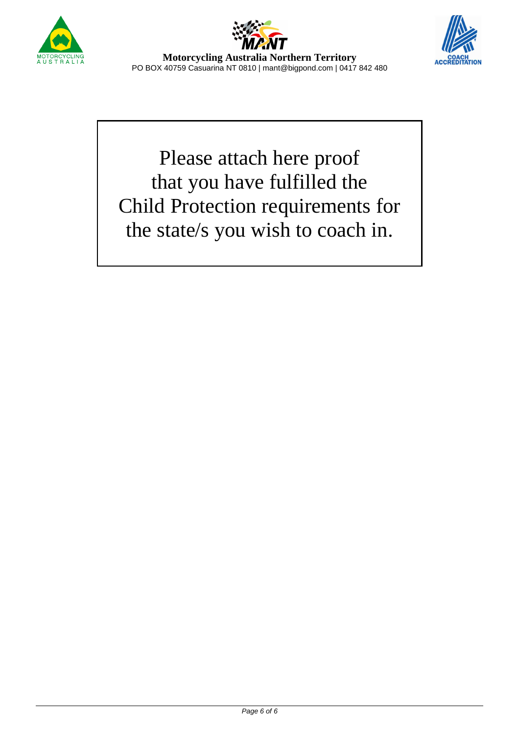**Motorcycling Australia Northern Territory**
PO BOX 40759 Casuarina NT 0810 | mant@bigpond.com | 0417 842 480

Please attach here proof
that you have fulfilled the
Child Protection requirements for
the state/s you wish to coach in.